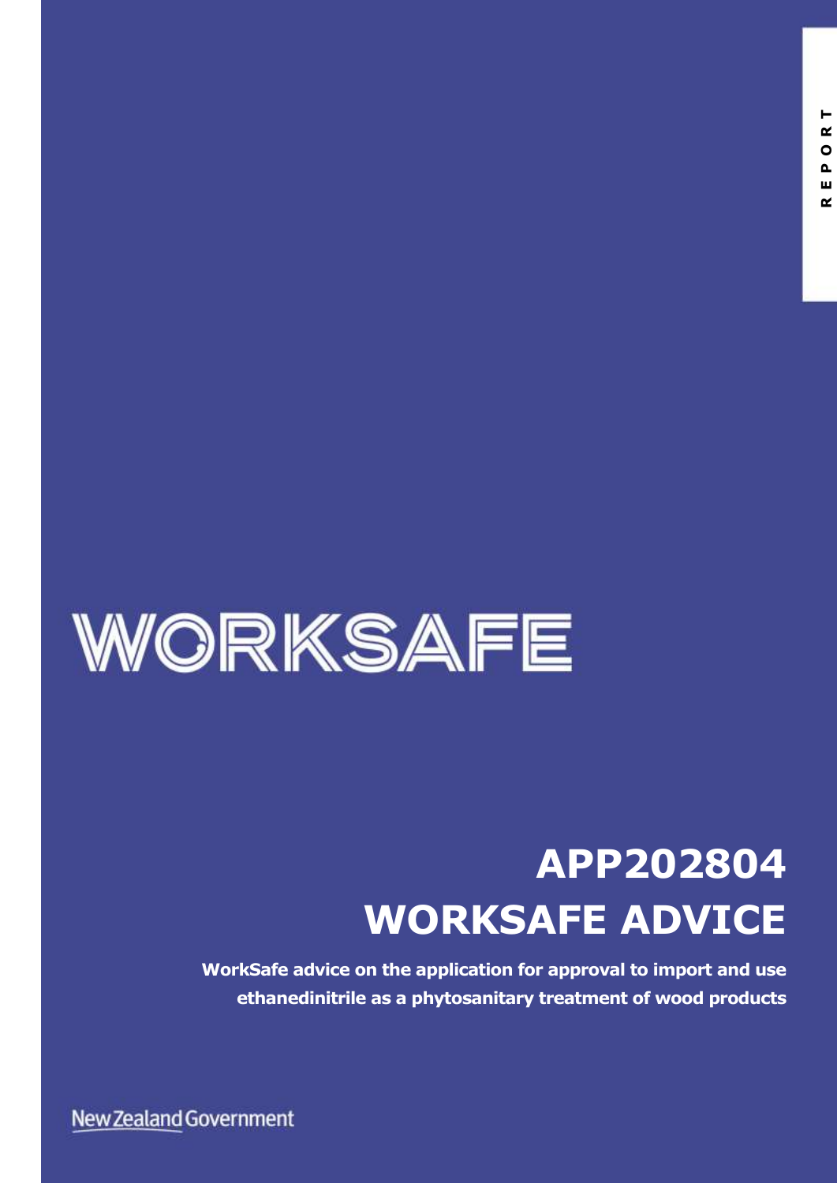REPORT

WORKSAFE

# APP202804
# WORKSAFE ADVICE

**WorkSafe advice on the application for approval to import and use ethanedinitrile as a phytosanitary treatment of wood products**

New Zealand Government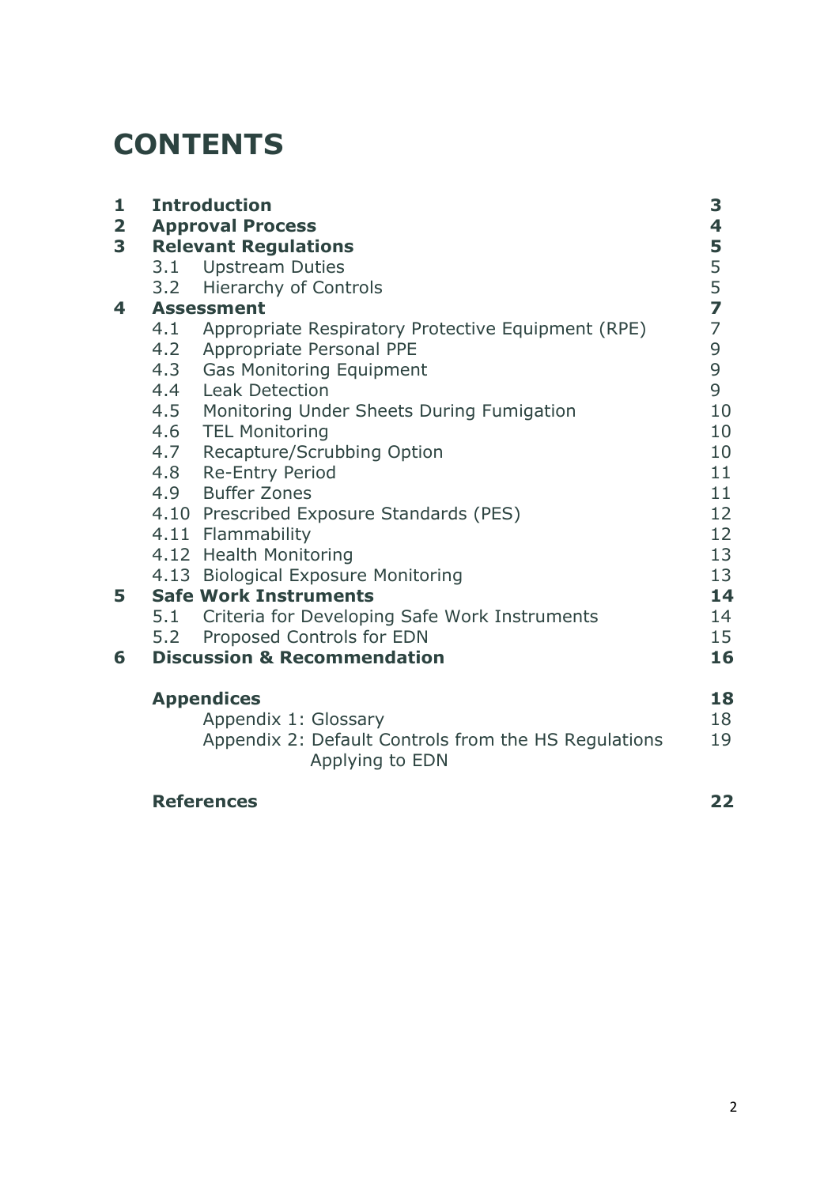# CONTENTS

| | | |
|---|---|---|
| **1** | **Introduction** | **3** |
| **2** | **Approval Process** | **4** |
| **3** | **Relevant Regulations** | **5** |
| | 3.1 Upstream Duties | 5 |
| | 3.2 Hierarchy of Controls | 5 |
| **4** | **Assessment** | **7** |
| | 4.1 Appropriate Respiratory Protective Equipment (RPE) | 7 |
| | 4.2 Appropriate Personal PPE | 9 |
| | 4.3 Gas Monitoring Equipment | 9 |
| | 4.4 Leak Detection | 9 |
| | 4.5 Monitoring Under Sheets During Fumigation | 10 |
| | 4.6 TEL Monitoring | 10 |
| | 4.7 Recapture/Scrubbing Option | 10 |
| | 4.8 Re-Entry Period | 11 |
| | 4.9 Buffer Zones | 11 |
| | 4.10 Prescribed Exposure Standards (PES) | 12 |
| | 4.11 Flammability | 12 |
| | 4.12 Health Monitoring | 13 |
| | 4.13 Biological Exposure Monitoring | 13 |
| **5** | **Safe Work Instruments** | **14** |
| | 5.1 Criteria for Developing Safe Work Instruments | 14 |
| | 5.2 Proposed Controls for EDN | 15 |
| **6** | **Discussion & Recommendation** | **16** |
| | **Appendices** | **18** |
| | Appendix 1: Glossary | 18 |
| | Appendix 2: Default Controls from the HS Regulations Applying to EDN | 19 |
| | **References** | **22** |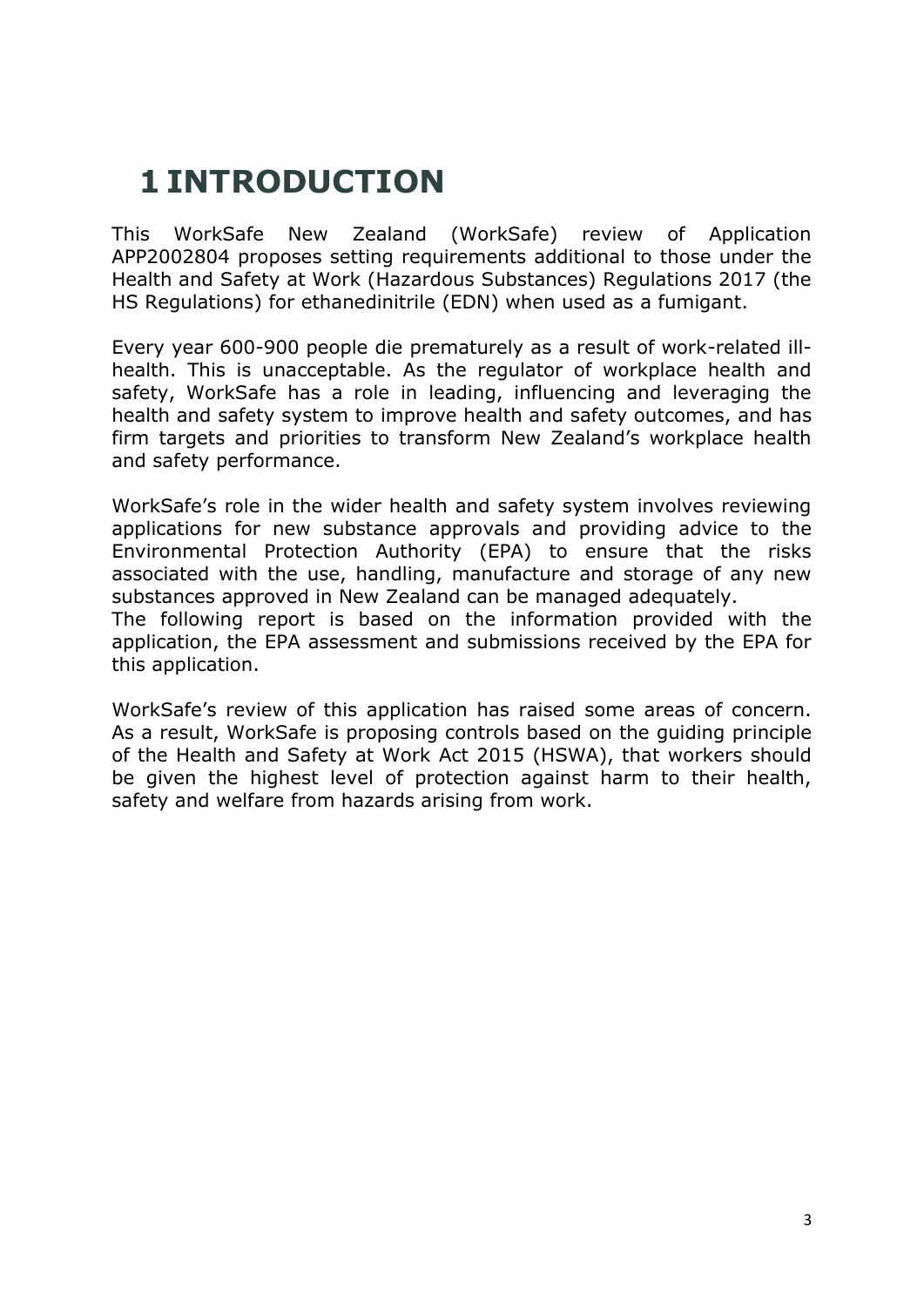# 1 INTRODUCTION

This WorkSafe New Zealand (WorkSafe) review of Application APP2002804 proposes setting requirements additional to those under the Health and Safety at Work (Hazardous Substances) Regulations 2017 (the HS Regulations) for ethanedinitrile (EDN) when used as a fumigant.

Every year 600-900 people die prematurely as a result of work-related ill-health. This is unacceptable. As the regulator of workplace health and safety, WorkSafe has a role in leading, influencing and leveraging the health and safety system to improve health and safety outcomes, and has firm targets and priorities to transform New Zealand's workplace health and safety performance.

WorkSafe's role in the wider health and safety system involves reviewing applications for new substance approvals and providing advice to the Environmental Protection Authority (EPA) to ensure that the risks associated with the use, handling, manufacture and storage of any new substances approved in New Zealand can be managed adequately.
The following report is based on the information provided with the application, the EPA assessment and submissions received by the EPA for this application.

WorkSafe's review of this application has raised some areas of concern. As a result, WorkSafe is proposing controls based on the guiding principle of the Health and Safety at Work Act 2015 (HSWA), that workers should be given the highest level of protection against harm to their health, safety and welfare from hazards arising from work.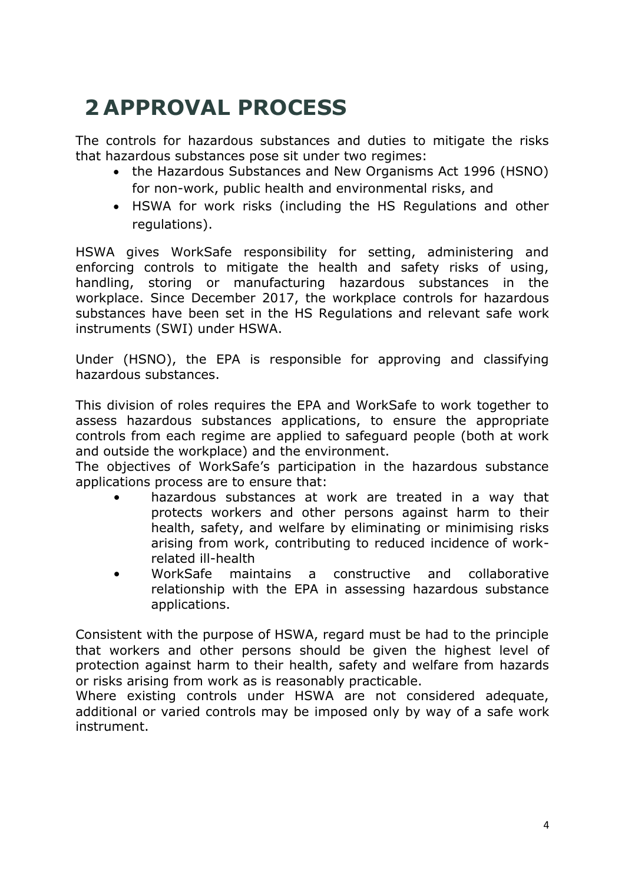# 2 APPROVAL PROCESS

The controls for hazardous substances and duties to mitigate the risks that hazardous substances pose sit under two regimes:

- the Hazardous Substances and New Organisms Act 1996 (HSNO) for non-work, public health and environmental risks, and
- HSWA for work risks (including the HS Regulations and other regulations).

HSWA gives WorkSafe responsibility for setting, administering and enforcing controls to mitigate the health and safety risks of using, handling, storing or manufacturing hazardous substances in the workplace. Since December 2017, the workplace controls for hazardous substances have been set in the HS Regulations and relevant safe work instruments (SWI) under HSWA.

Under (HSNO), the EPA is responsible for approving and classifying hazardous substances.

This division of roles requires the EPA and WorkSafe to work together to assess hazardous substances applications, to ensure the appropriate controls from each regime are applied to safeguard people (both at work and outside the workplace) and the environment.

The objectives of WorkSafe's participation in the hazardous substance applications process are to ensure that:

- hazardous substances at work are treated in a way that protects workers and other persons against harm to their health, safety, and welfare by eliminating or minimising risks arising from work, contributing to reduced incidence of work-related ill-health
- WorkSafe maintains a constructive and collaborative relationship with the EPA in assessing hazardous substance applications.

Consistent with the purpose of HSWA, regard must be had to the principle that workers and other persons should be given the highest level of protection against harm to their health, safety and welfare from hazards or risks arising from work as is reasonably practicable.

Where existing controls under HSWA are not considered adequate, additional or varied controls may be imposed only by way of a safe work instrument.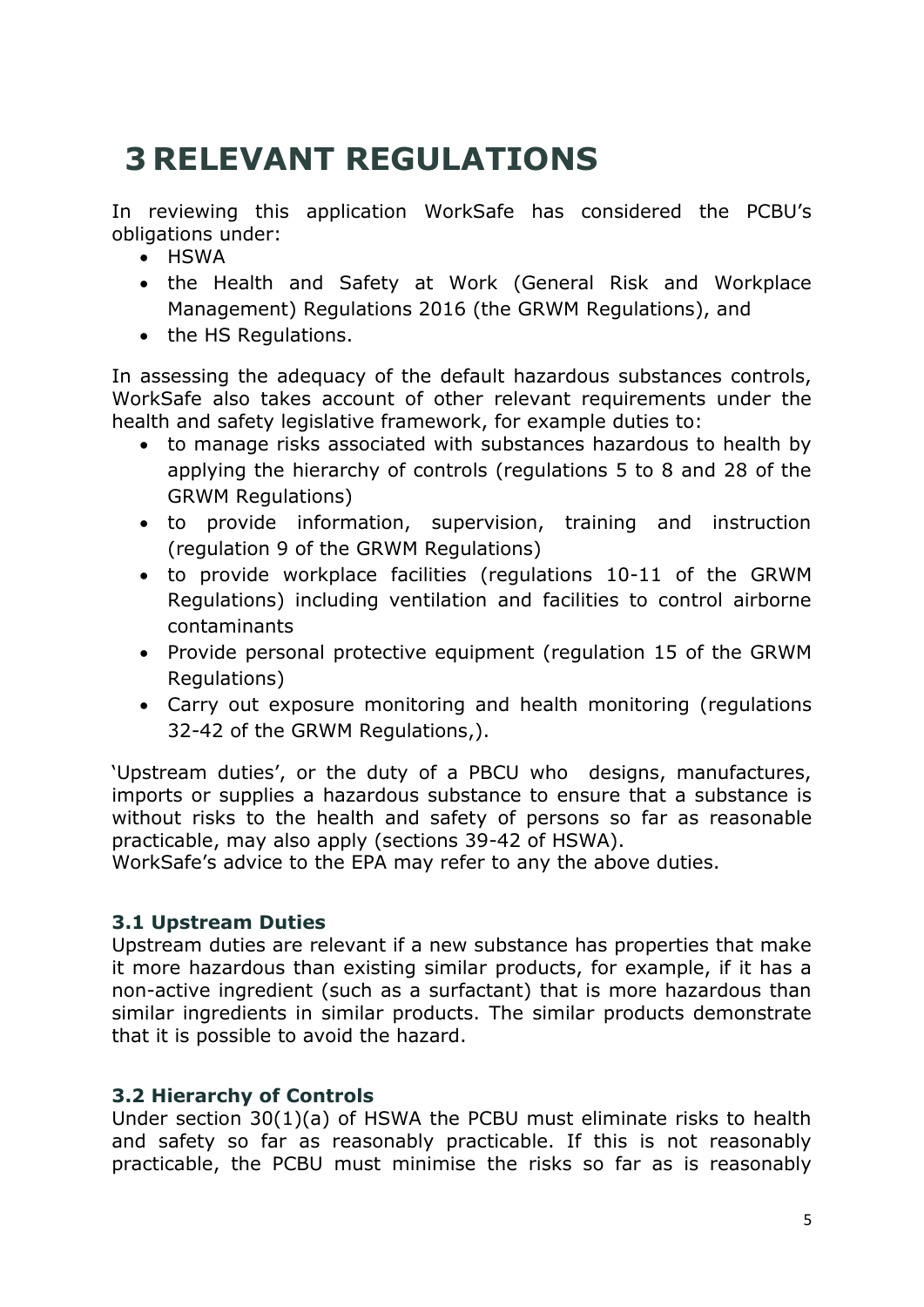# 3 RELEVANT REGULATIONS

In reviewing this application WorkSafe has considered the PCBU's obligations under:

- HSWA
- the Health and Safety at Work (General Risk and Workplace Management) Regulations 2016 (the GRWM Regulations), and
- the HS Regulations.

In assessing the adequacy of the default hazardous substances controls, WorkSafe also takes account of other relevant requirements under the health and safety legislative framework, for example duties to:

- to manage risks associated with substances hazardous to health by applying the hierarchy of controls (regulations 5 to 8 and 28 of the GRWM Regulations)
- to provide information, supervision, training and instruction (regulation 9 of the GRWM Regulations)
- to provide workplace facilities (regulations 10-11 of the GRWM Regulations) including ventilation and facilities to control airborne contaminants
- Provide personal protective equipment (regulation 15 of the GRWM Regulations)
- Carry out exposure monitoring and health monitoring (regulations 32-42 of the GRWM Regulations,).

'Upstream duties', or the duty of a PBCU who designs, manufactures, imports or supplies a hazardous substance to ensure that a substance is without risks to the health and safety of persons so far as reasonable practicable, may also apply (sections 39-42 of HSWA).
WorkSafe's advice to the EPA may refer to any the above duties.

### 3.1 Upstream Duties

Upstream duties are relevant if a new substance has properties that make it more hazardous than existing similar products, for example, if it has a non-active ingredient (such as a surfactant) that is more hazardous than similar ingredients in similar products. The similar products demonstrate that it is possible to avoid the hazard.

### 3.2 Hierarchy of Controls

Under section 30(1)(a) of HSWA the PCBU must eliminate risks to health and safety so far as reasonably practicable. If this is not reasonably practicable, the PCBU must minimise the risks so far as is reasonably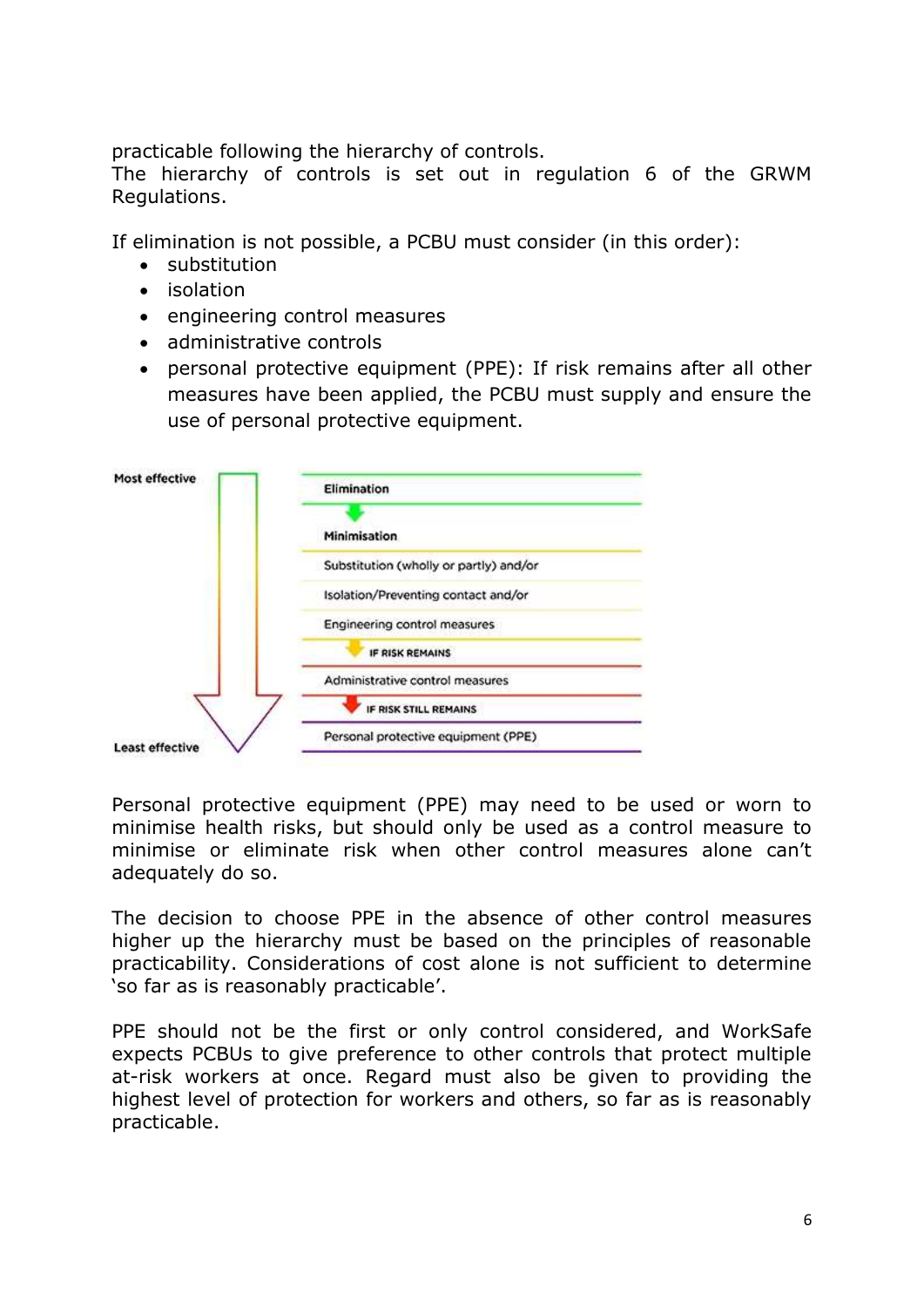practicable following the hierarchy of controls.
The hierarchy of controls is set out in regulation 6 of the GRWM Regulations.

If elimination is not possible, a PCBU must consider (in this order):

- substitution
- isolation
- engineering control measures
- administrative controls
- personal protective equipment (PPE): If risk remains after all other measures have been applied, the PCBU must supply and ensure the use of personal protective equipment.

| Most effective → Least effective |
| --- |
| Elimination |
| Minimisation |
| Substitution (wholly or partly) and/or |
| Isolation/Preventing contact and/or |
| Engineering control measures |
| IF RISK REMAINS |
| Administrative control measures |
| IF RISK STILL REMAINS |
| Personal protective equipment (PPE) |

Personal protective equipment (PPE) may need to be used or worn to minimise health risks, but should only be used as a control measure to minimise or eliminate risk when other control measures alone can't adequately do so.

The decision to choose PPE in the absence of other control measures higher up the hierarchy must be based on the principles of reasonable practicability. Considerations of cost alone is not sufficient to determine 'so far as is reasonably practicable'.

PPE should not be the first or only control considered, and WorkSafe expects PCBUs to give preference to other controls that protect multiple at-risk workers at once. Regard must also be given to providing the highest level of protection for workers and others, so far as is reasonably practicable.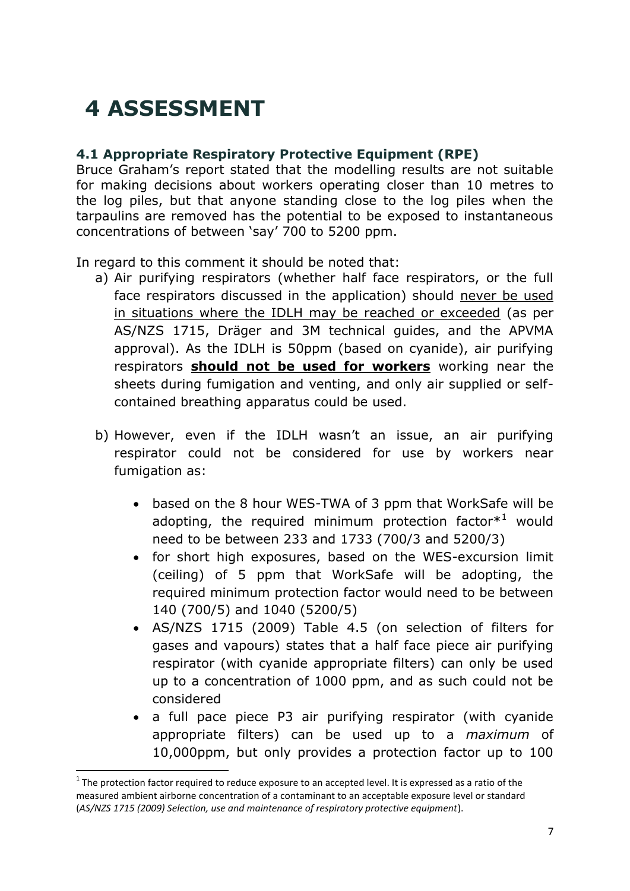# 4 ASSESSMENT

### 4.1 Appropriate Respiratory Protective Equipment (RPE)

Bruce Graham's report stated that the modelling results are not suitable for making decisions about workers operating closer than 10 metres to the log piles, but that anyone standing close to the log piles when the tarpaulins are removed has the potential to be exposed to instantaneous concentrations of between 'say' 700 to 5200 ppm.

In regard to this comment it should be noted that:

a) Air purifying respirators (whether half face respirators, or the full face respirators discussed in the application) should never be used in situations where the IDLH may be reached or exceeded (as per AS/NZS 1715, Dräger and 3M technical guides, and the APVMA approval). As the IDLH is 50ppm (based on cyanide), air purifying respirators **should not be used for workers** working near the sheets during fumigation and venting, and only air supplied or self-contained breathing apparatus could be used.

b) However, even if the IDLH wasn't an issue, an air purifying respirator could not be considered for use by workers near fumigation as:

- based on the 8 hour WES-TWA of 3 ppm that WorkSafe will be adopting, the required minimum protection factor*[1] would need to be between 233 and 1733 (700/3 and 5200/3)
- for short high exposures, based on the WES-excursion limit (ceiling) of 5 ppm that WorkSafe will be adopting, the required minimum protection factor would need to be between 140 (700/5) and 1040 (5200/5)
- AS/NZS 1715 (2009) Table 4.5 (on selection of filters for gases and vapours) states that a half face piece air purifying respirator (with cyanide appropriate filters) can only be used up to a concentration of 1000 ppm, and as such could not be considered
- a full pace piece P3 air purifying respirator (with cyanide appropriate filters) can be used up to a *maximum* of 10,000ppm, but only provides a protection factor up to 100

[1] The protection factor required to reduce exposure to an accepted level. It is expressed as a ratio of the measured ambient airborne concentration of a contaminant to an acceptable exposure level or standard (*AS/NZS 1715 (2009) Selection, use and maintenance of respiratory protective equipment*).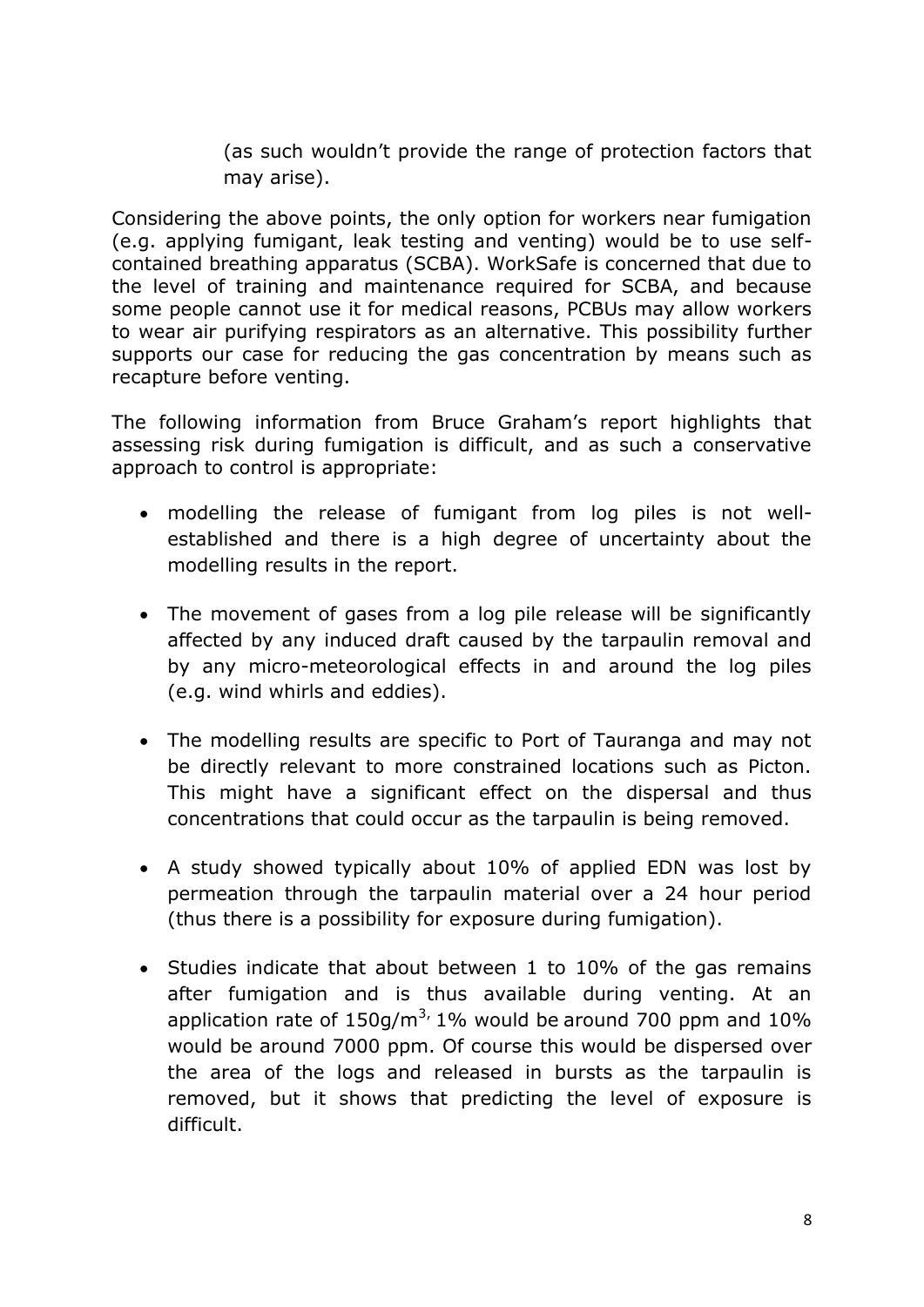(as such wouldn't provide the range of protection factors that may arise).

Considering the above points, the only option for workers near fumigation (e.g. applying fumigant, leak testing and venting) would be to use self-contained breathing apparatus (SCBA). WorkSafe is concerned that due to the level of training and maintenance required for SCBA, and because some people cannot use it for medical reasons, PCBUs may allow workers to wear air purifying respirators as an alternative. This possibility further supports our case for reducing the gas concentration by means such as recapture before venting.

The following information from Bruce Graham's report highlights that assessing risk during fumigation is difficult, and as such a conservative approach to control is appropriate:

- modelling the release of fumigant from log piles is not well-established and there is a high degree of uncertainty about the modelling results in the report.
- The movement of gases from a log pile release will be significantly affected by any induced draft caused by the tarpaulin removal and by any micro-meteorological effects in and around the log piles (e.g. wind whirls and eddies).
- The modelling results are specific to Port of Tauranga and may not be directly relevant to more constrained locations such as Picton. This might have a significant effect on the dispersal and thus concentrations that could occur as the tarpaulin is being removed.
- A study showed typically about 10% of applied EDN was lost by permeation through the tarpaulin material over a 24 hour period (thus there is a possibility for exposure during fumigation).
- Studies indicate that about between 1 to 10% of the gas remains after fumigation and is thus available during venting. At an application rate of $150g/m^3$, 1% would be around 700 ppm and 10% would be around 7000 ppm. Of course this would be dispersed over the area of the logs and released in bursts as the tarpaulin is removed, but it shows that predicting the level of exposure is difficult.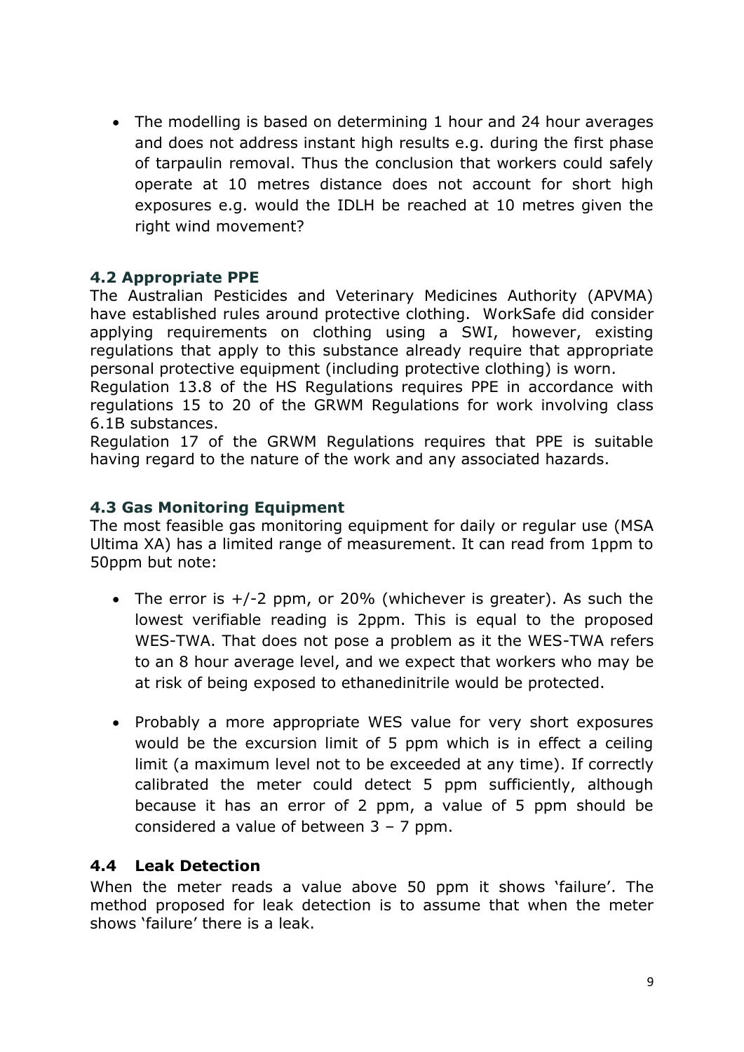- The modelling is based on determining 1 hour and 24 hour averages and does not address instant high results e.g. during the first phase of tarpaulin removal. Thus the conclusion that workers could safely operate at 10 metres distance does not account for short high exposures e.g. would the IDLH be reached at 10 metres given the right wind movement?

### 4.2 Appropriate PPE

The Australian Pesticides and Veterinary Medicines Authority (APVMA) have established rules around protective clothing. WorkSafe did consider applying requirements on clothing using a SWI, however, existing regulations that apply to this substance already require that appropriate personal protective equipment (including protective clothing) is worn.

Regulation 13.8 of the HS Regulations requires PPE in accordance with regulations 15 to 20 of the GRWM Regulations for work involving class 6.1B substances.

Regulation 17 of the GRWM Regulations requires that PPE is suitable having regard to the nature of the work and any associated hazards.

### 4.3 Gas Monitoring Equipment

The most feasible gas monitoring equipment for daily or regular use (MSA Ultima XA) has a limited range of measurement. It can read from 1ppm to 50ppm but note:

- The error is +/-2 ppm, or 20% (whichever is greater). As such the lowest verifiable reading is 2ppm. This is equal to the proposed WES-TWA. That does not pose a problem as it the WES-TWA refers to an 8 hour average level, and we expect that workers who may be at risk of being exposed to ethanedinitrile would be protected.

- Probably a more appropriate WES value for very short exposures would be the excursion limit of 5 ppm which is in effect a ceiling limit (a maximum level not to be exceeded at any time). If correctly calibrated the meter could detect 5 ppm sufficiently, although because it has an error of 2 ppm, a value of 5 ppm should be considered a value of between 3 – 7 ppm.

### 4.4 Leak Detection

When the meter reads a value above 50 ppm it shows 'failure'. The method proposed for leak detection is to assume that when the meter shows 'failure' there is a leak.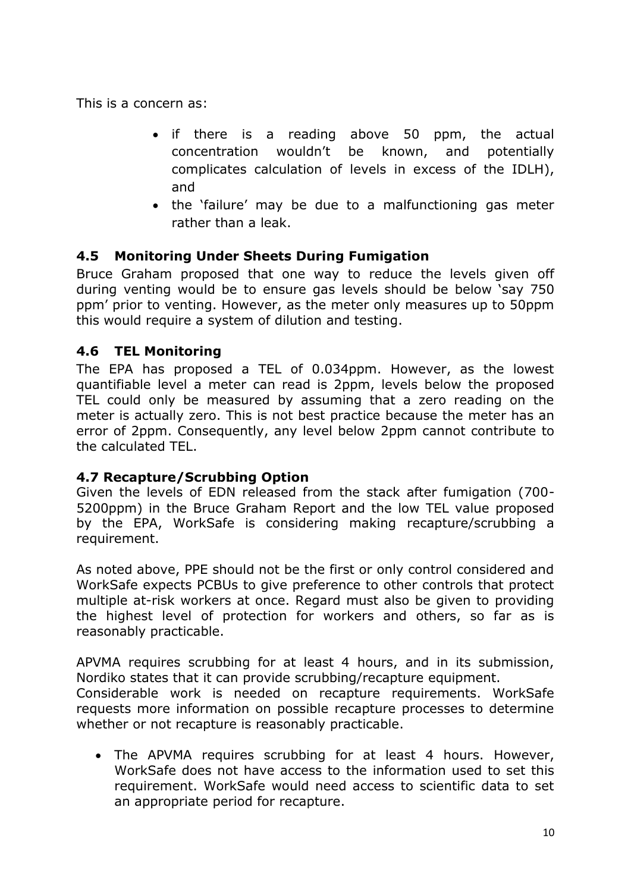This is a concern as:

- if there is a reading above 50 ppm, the actual concentration wouldn't be known, and potentially complicates calculation of levels in excess of the IDLH), and
- the 'failure' may be due to a malfunctioning gas meter rather than a leak.

### 4.5 Monitoring Under Sheets During Fumigation

Bruce Graham proposed that one way to reduce the levels given off during venting would be to ensure gas levels should be below 'say 750 ppm' prior to venting. However, as the meter only measures up to 50ppm this would require a system of dilution and testing.

### 4.6 TEL Monitoring

The EPA has proposed a TEL of 0.034ppm. However, as the lowest quantifiable level a meter can read is 2ppm, levels below the proposed TEL could only be measured by assuming that a zero reading on the meter is actually zero. This is not best practice because the meter has an error of 2ppm. Consequently, any level below 2ppm cannot contribute to the calculated TEL.

### 4.7 Recapture/Scrubbing Option

Given the levels of EDN released from the stack after fumigation (700-5200ppm) in the Bruce Graham Report and the low TEL value proposed by the EPA, WorkSafe is considering making recapture/scrubbing a requirement.

As noted above, PPE should not be the first or only control considered and WorkSafe expects PCBUs to give preference to other controls that protect multiple at-risk workers at once. Regard must also be given to providing the highest level of protection for workers and others, so far as is reasonably practicable.

APVMA requires scrubbing for at least 4 hours, and in its submission, Nordiko states that it can provide scrubbing/recapture equipment.
Considerable work is needed on recapture requirements. WorkSafe requests more information on possible recapture processes to determine whether or not recapture is reasonably practicable.

- The APVMA requires scrubbing for at least 4 hours. However, WorkSafe does not have access to the information used to set this requirement. WorkSafe would need access to scientific data to set an appropriate period for recapture.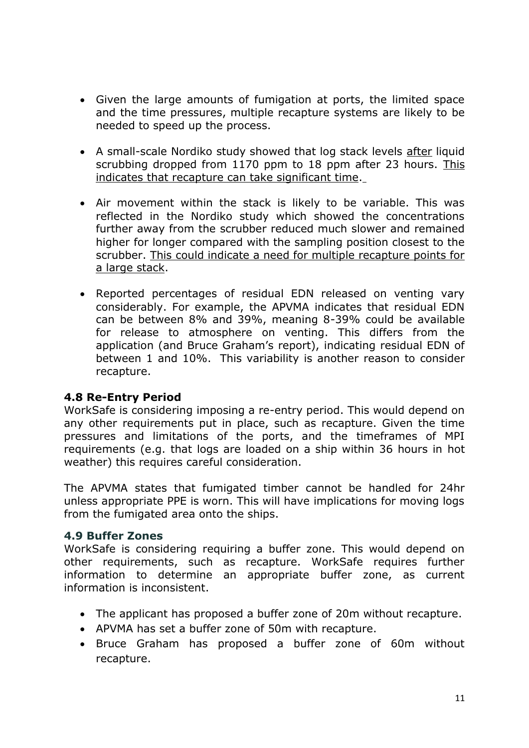- Given the large amounts of fumigation at ports, the limited space and the time pressures, multiple recapture systems are likely to be needed to speed up the process.
- A small-scale Nordiko study showed that log stack levels <u>after</u> liquid scrubbing dropped from 1170 ppm to 18 ppm after 23 hours. <u>This indicates that recapture can take significant time</u>.
- Air movement within the stack is likely to be variable. This was reflected in the Nordiko study which showed the concentrations further away from the scrubber reduced much slower and remained higher for longer compared with the sampling position closest to the scrubber. <u>This could indicate a need for multiple recapture points for a large stack</u>.
- Reported percentages of residual EDN released on venting vary considerably. For example, the APVMA indicates that residual EDN can be between 8% and 39%, meaning 8-39% could be available for release to atmosphere on venting. This differs from the application (and Bruce Graham's report), indicating residual EDN of between 1 and 10%. This variability is another reason to consider recapture.

### 4.8 Re-Entry Period

WorkSafe is considering imposing a re-entry period. This would depend on any other requirements put in place, such as recapture. Given the time pressures and limitations of the ports, and the timeframes of MPI requirements (e.g. that logs are loaded on a ship within 36 hours in hot weather) this requires careful consideration.

The APVMA states that fumigated timber cannot be handled for 24hr unless appropriate PPE is worn. This will have implications for moving logs from the fumigated area onto the ships.

### 4.9 Buffer Zones

WorkSafe is considering requiring a buffer zone. This would depend on other requirements, such as recapture. WorkSafe requires further information to determine an appropriate buffer zone, as current information is inconsistent.

- The applicant has proposed a buffer zone of 20m without recapture.
- APVMA has set a buffer zone of 50m with recapture.
- Bruce Graham has proposed a buffer zone of 60m without recapture.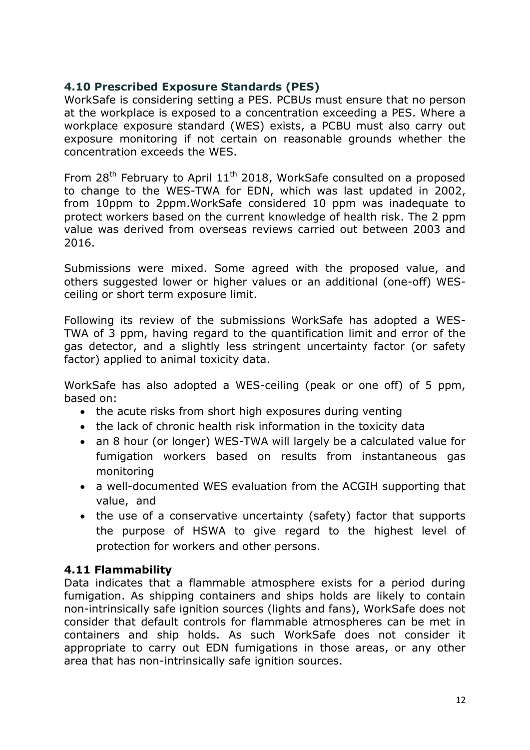### 4.10 Prescribed Exposure Standards (PES)

WorkSafe is considering setting a PES. PCBUs must ensure that no person at the workplace is exposed to a concentration exceeding a PES. Where a workplace exposure standard (WES) exists, a PCBU must also carry out exposure monitoring if not certain on reasonable grounds whether the concentration exceeds the WES.

From 28th February to April 11th 2018, WorkSafe consulted on a proposed to change to the WES-TWA for EDN, which was last updated in 2002, from 10ppm to 2ppm.WorkSafe considered 10 ppm was inadequate to protect workers based on the current knowledge of health risk. The 2 ppm value was derived from overseas reviews carried out between 2003 and 2016.

Submissions were mixed. Some agreed with the proposed value, and others suggested lower or higher values or an additional (one-off) WES-ceiling or short term exposure limit.

Following its review of the submissions WorkSafe has adopted a WES-TWA of 3 ppm, having regard to the quantification limit and error of the gas detector, and a slightly less stringent uncertainty factor (or safety factor) applied to animal toxicity data.

WorkSafe has also adopted a WES-ceiling (peak or one off) of 5 ppm, based on:

- the acute risks from short high exposures during venting
- the lack of chronic health risk information in the toxicity data
- an 8 hour (or longer) WES-TWA will largely be a calculated value for fumigation workers based on results from instantaneous gas monitoring
- a well-documented WES evaluation from the ACGIH supporting that value, and
- the use of a conservative uncertainty (safety) factor that supports the purpose of HSWA to give regard to the highest level of protection for workers and other persons.

### 4.11 Flammability

Data indicates that a flammable atmosphere exists for a period during fumigation. As shipping containers and ships holds are likely to contain non-intrinsically safe ignition sources (lights and fans), WorkSafe does not consider that default controls for flammable atmospheres can be met in containers and ship holds. As such WorkSafe does not consider it appropriate to carry out EDN fumigations in those areas, or any other area that has non-intrinsically safe ignition sources.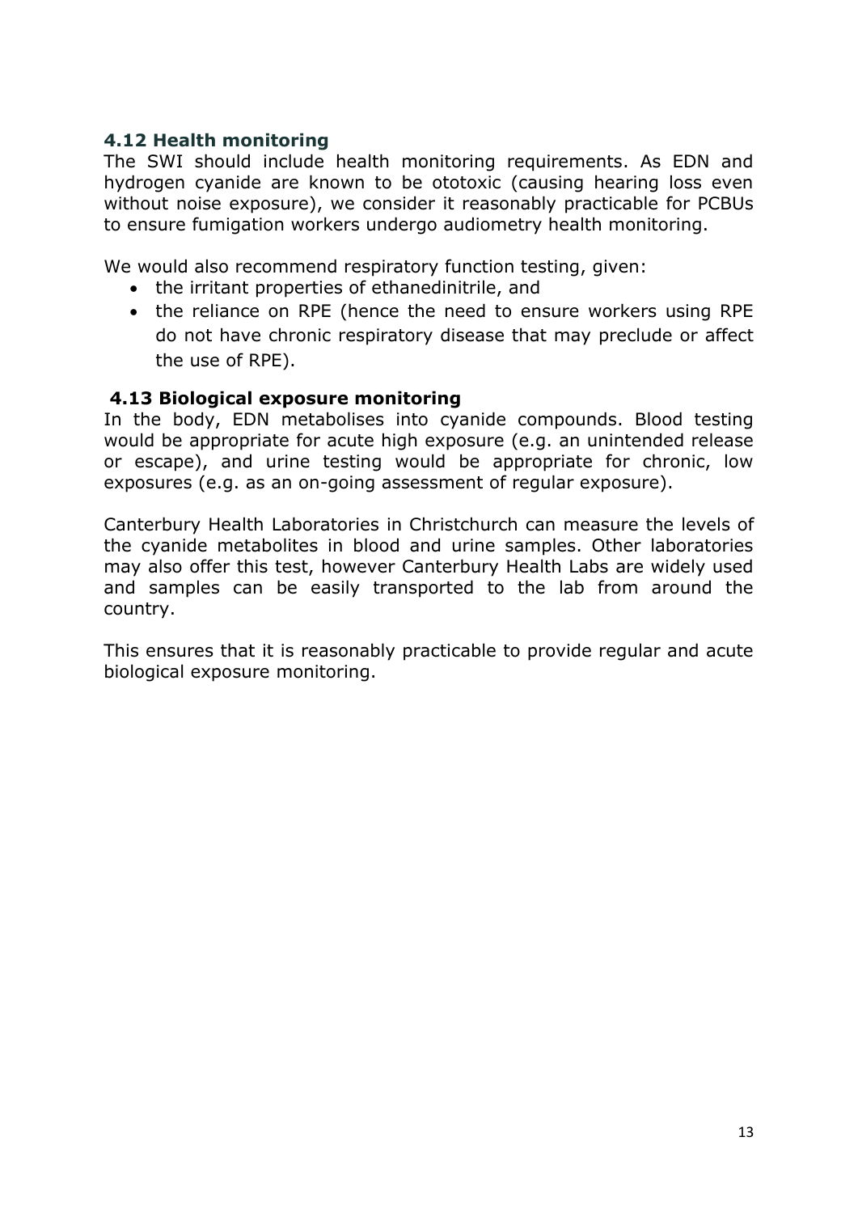### 4.12 Health monitoring

The SWI should include health monitoring requirements. As EDN and hydrogen cyanide are known to be ototoxic (causing hearing loss even without noise exposure), we consider it reasonably practicable for PCBUs to ensure fumigation workers undergo audiometry health monitoring.

We would also recommend respiratory function testing, given:

- the irritant properties of ethanedinitrile, and
- the reliance on RPE (hence the need to ensure workers using RPE do not have chronic respiratory disease that may preclude or affect the use of RPE).

### 4.13 Biological exposure monitoring

In the body, EDN metabolises into cyanide compounds. Blood testing would be appropriate for acute high exposure (e.g. an unintended release or escape), and urine testing would be appropriate for chronic, low exposures (e.g. as an on-going assessment of regular exposure).

Canterbury Health Laboratories in Christchurch can measure the levels of the cyanide metabolites in blood and urine samples. Other laboratories may also offer this test, however Canterbury Health Labs are widely used and samples can be easily transported to the lab from around the country.

This ensures that it is reasonably practicable to provide regular and acute biological exposure monitoring.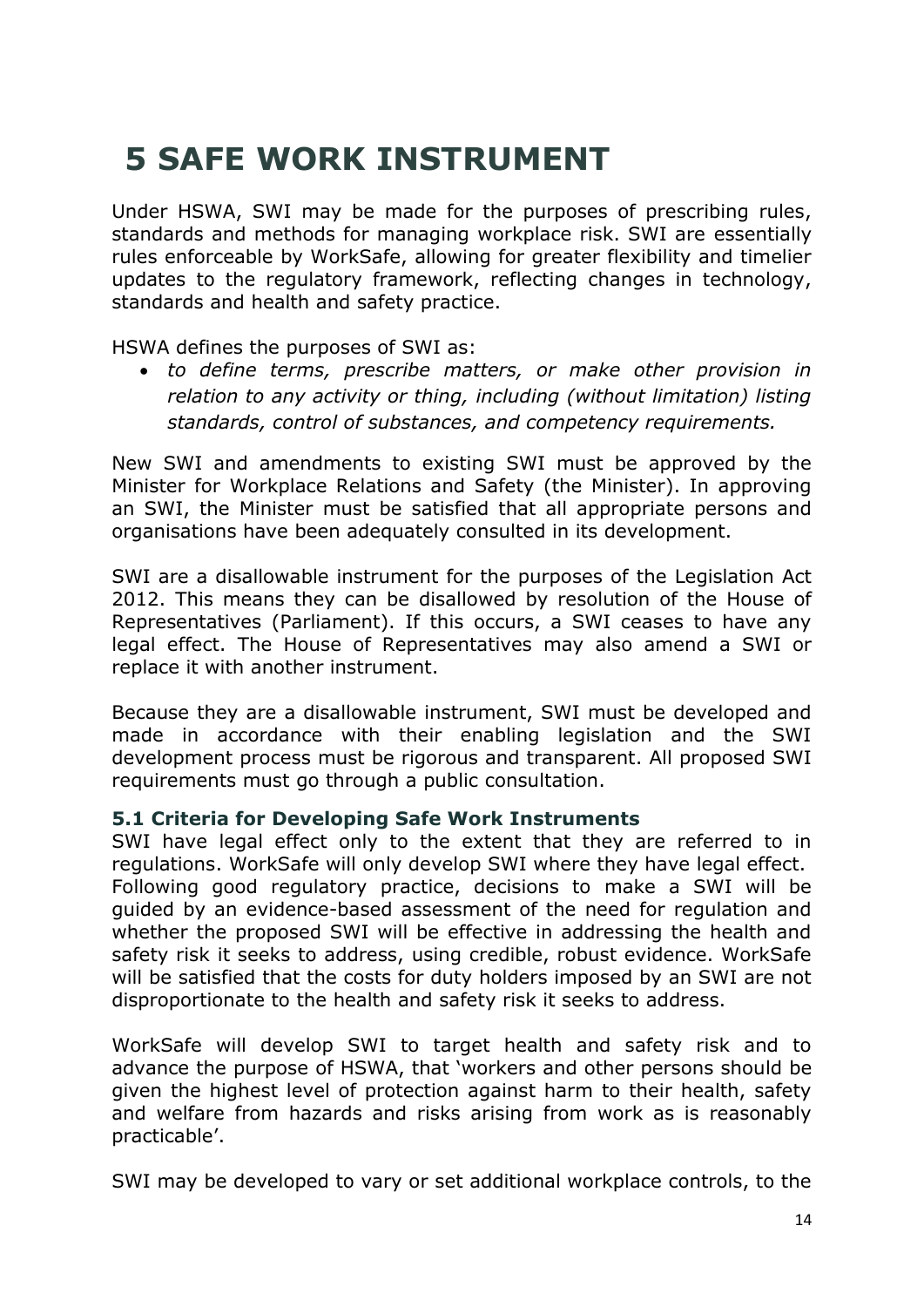# 5 SAFE WORK INSTRUMENT

Under HSWA, SWI may be made for the purposes of prescribing rules, standards and methods for managing workplace risk. SWI are essentially rules enforceable by WorkSafe, allowing for greater flexibility and timelier updates to the regulatory framework, reflecting changes in technology, standards and health and safety practice.

HSWA defines the purposes of SWI as:

- *to define terms, prescribe matters, or make other provision in relation to any activity or thing, including (without limitation) listing standards, control of substances, and competency requirements.*

New SWI and amendments to existing SWI must be approved by the Minister for Workplace Relations and Safety (the Minister). In approving an SWI, the Minister must be satisfied that all appropriate persons and organisations have been adequately consulted in its development.

SWI are a disallowable instrument for the purposes of the Legislation Act 2012. This means they can be disallowed by resolution of the House of Representatives (Parliament). If this occurs, a SWI ceases to have any legal effect. The House of Representatives may also amend a SWI or replace it with another instrument.

Because they are a disallowable instrument, SWI must be developed and made in accordance with their enabling legislation and the SWI development process must be rigorous and transparent. All proposed SWI requirements must go through a public consultation.

### 5.1 Criteria for Developing Safe Work Instruments

SWI have legal effect only to the extent that they are referred to in regulations. WorkSafe will only develop SWI where they have legal effect. Following good regulatory practice, decisions to make a SWI will be guided by an evidence-based assessment of the need for regulation and whether the proposed SWI will be effective in addressing the health and safety risk it seeks to address, using credible, robust evidence. WorkSafe will be satisfied that the costs for duty holders imposed by an SWI are not disproportionate to the health and safety risk it seeks to address.

WorkSafe will develop SWI to target health and safety risk and to advance the purpose of HSWA, that 'workers and other persons should be given the highest level of protection against harm to their health, safety and welfare from hazards and risks arising from work as is reasonably practicable'.

SWI may be developed to vary or set additional workplace controls, to the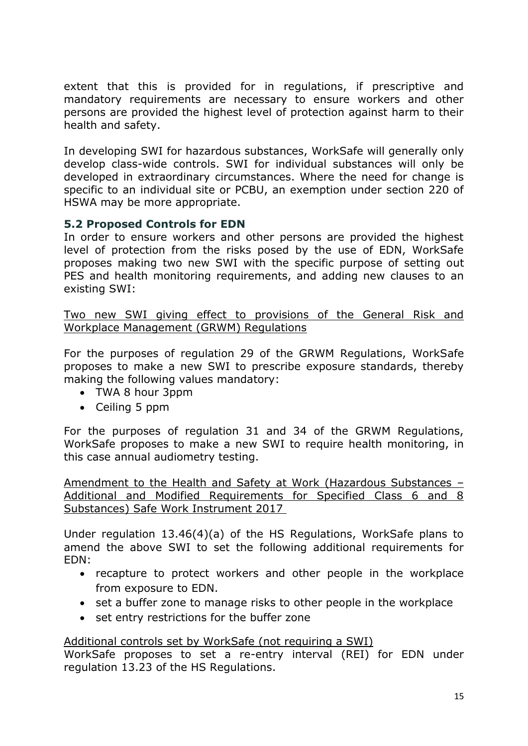extent that this is provided for in regulations, if prescriptive and mandatory requirements are necessary to ensure workers and other persons are provided the highest level of protection against harm to their health and safety.

In developing SWI for hazardous substances, WorkSafe will generally only develop class-wide controls. SWI for individual substances will only be developed in extraordinary circumstances. Where the need for change is specific to an individual site or PCBU, an exemption under section 220 of HSWA may be more appropriate.

### 5.2 Proposed Controls for EDN

In order to ensure workers and other persons are provided the highest level of protection from the risks posed by the use of EDN, WorkSafe proposes making two new SWI with the specific purpose of setting out PES and health monitoring requirements, and adding new clauses to an existing SWI:

Two new SWI giving effect to provisions of the General Risk and Workplace Management (GRWM) Regulations

For the purposes of regulation 29 of the GRWM Regulations, WorkSafe proposes to make a new SWI to prescribe exposure standards, thereby making the following values mandatory:

- TWA 8 hour 3ppm
- Ceiling 5 ppm

For the purposes of regulation 31 and 34 of the GRWM Regulations, WorkSafe proposes to make a new SWI to require health monitoring, in this case annual audiometry testing.

Amendment to the Health and Safety at Work (Hazardous Substances – Additional and Modified Requirements for Specified Class 6 and 8 Substances) Safe Work Instrument 2017

Under regulation 13.46(4)(a) of the HS Regulations, WorkSafe plans to amend the above SWI to set the following additional requirements for EDN:

- recapture to protect workers and other people in the workplace from exposure to EDN.
- set a buffer zone to manage risks to other people in the workplace
- set entry restrictions for the buffer zone

Additional controls set by WorkSafe (not requiring a SWI)

WorkSafe proposes to set a re-entry interval (REI) for EDN under regulation 13.23 of the HS Regulations.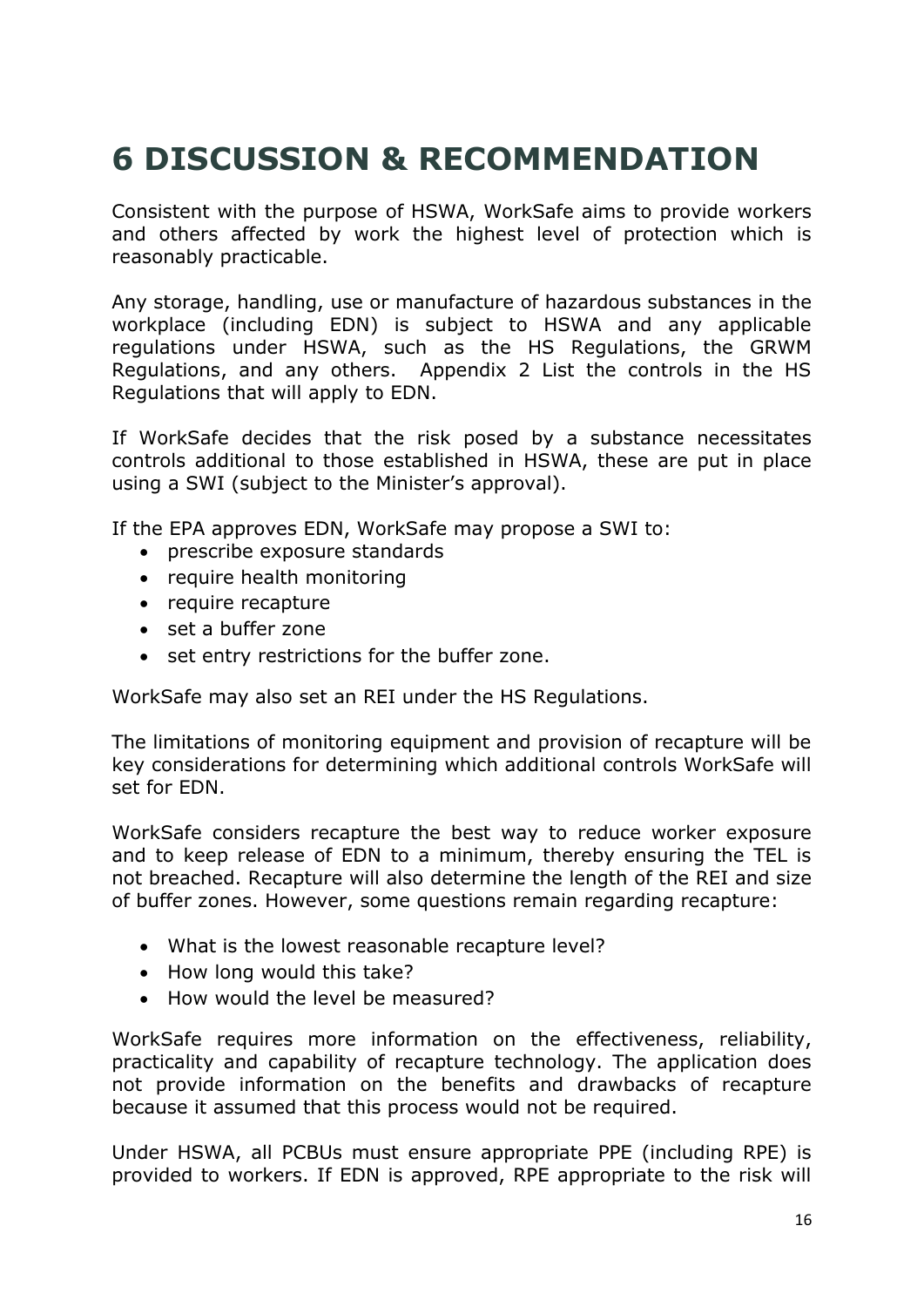# 6 DISCUSSION & RECOMMENDATION

Consistent with the purpose of HSWA, WorkSafe aims to provide workers and others affected by work the highest level of protection which is reasonably practicable.

Any storage, handling, use or manufacture of hazardous substances in the workplace (including EDN) is subject to HSWA and any applicable regulations under HSWA, such as the HS Regulations, the GRWM Regulations, and any others. Appendix 2 List the controls in the HS Regulations that will apply to EDN.

If WorkSafe decides that the risk posed by a substance necessitates controls additional to those established in HSWA, these are put in place using a SWI (subject to the Minister's approval).

If the EPA approves EDN, WorkSafe may propose a SWI to:

- prescribe exposure standards
- require health monitoring
- require recapture
- set a buffer zone
- set entry restrictions for the buffer zone.

WorkSafe may also set an REI under the HS Regulations.

The limitations of monitoring equipment and provision of recapture will be key considerations for determining which additional controls WorkSafe will set for EDN.

WorkSafe considers recapture the best way to reduce worker exposure and to keep release of EDN to a minimum, thereby ensuring the TEL is not breached. Recapture will also determine the length of the REI and size of buffer zones. However, some questions remain regarding recapture:

- What is the lowest reasonable recapture level?
- How long would this take?
- How would the level be measured?

WorkSafe requires more information on the effectiveness, reliability, practicality and capability of recapture technology. The application does not provide information on the benefits and drawbacks of recapture because it assumed that this process would not be required.

Under HSWA, all PCBUs must ensure appropriate PPE (including RPE) is provided to workers. If EDN is approved, RPE appropriate to the risk will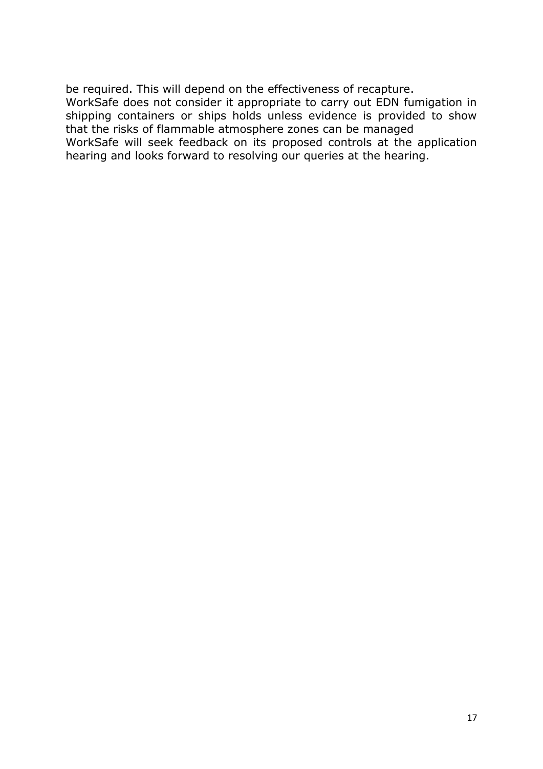be required. This will depend on the effectiveness of recapture.

WorkSafe does not consider it appropriate to carry out EDN fumigation in shipping containers or ships holds unless evidence is provided to show that the risks of flammable atmosphere zones can be managed

WorkSafe will seek feedback on its proposed controls at the application hearing and looks forward to resolving our queries at the hearing.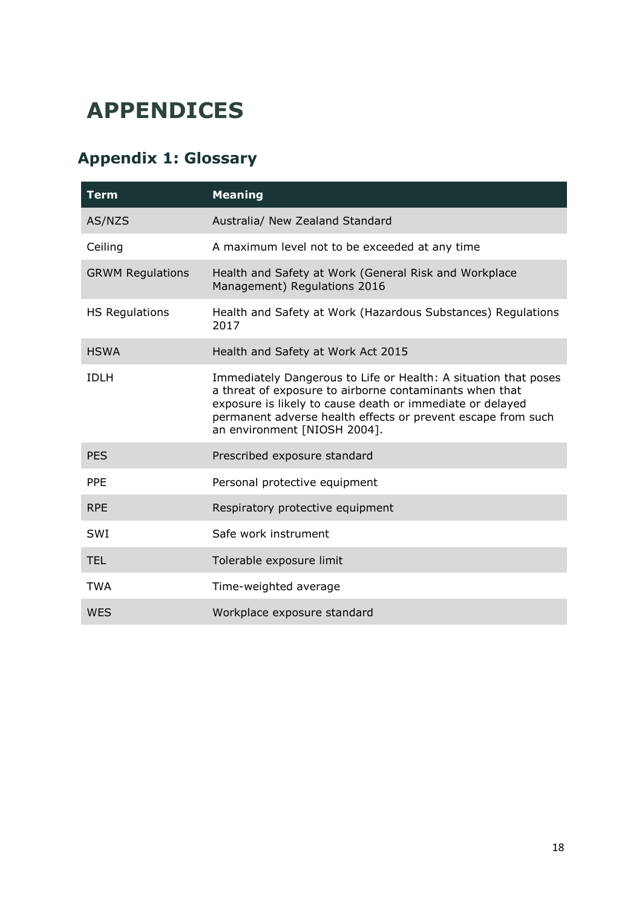# APPENDICES

## Appendix 1: Glossary

| Term | Meaning |
|---|---|
| AS/NZS | Australia/ New Zealand Standard |
| Ceiling | A maximum level not to be exceeded at any time |
| GRWM Regulations | Health and Safety at Work (General Risk and Workplace Management) Regulations 2016 |
| HS Regulations | Health and Safety at Work (Hazardous Substances) Regulations 2017 |
| HSWA | Health and Safety at Work Act 2015 |
| IDLH | Immediately Dangerous to Life or Health: A situation that poses a threat of exposure to airborne contaminants when that exposure is likely to cause death or immediate or delayed permanent adverse health effects or prevent escape from such an environment [NIOSH 2004]. |
| PES | Prescribed exposure standard |
| PPE | Personal protective equipment |
| RPE | Respiratory protective equipment |
| SWI | Safe work instrument |
| TEL | Tolerable exposure limit |
| TWA | Time-weighted average |
| WES | Workplace exposure standard |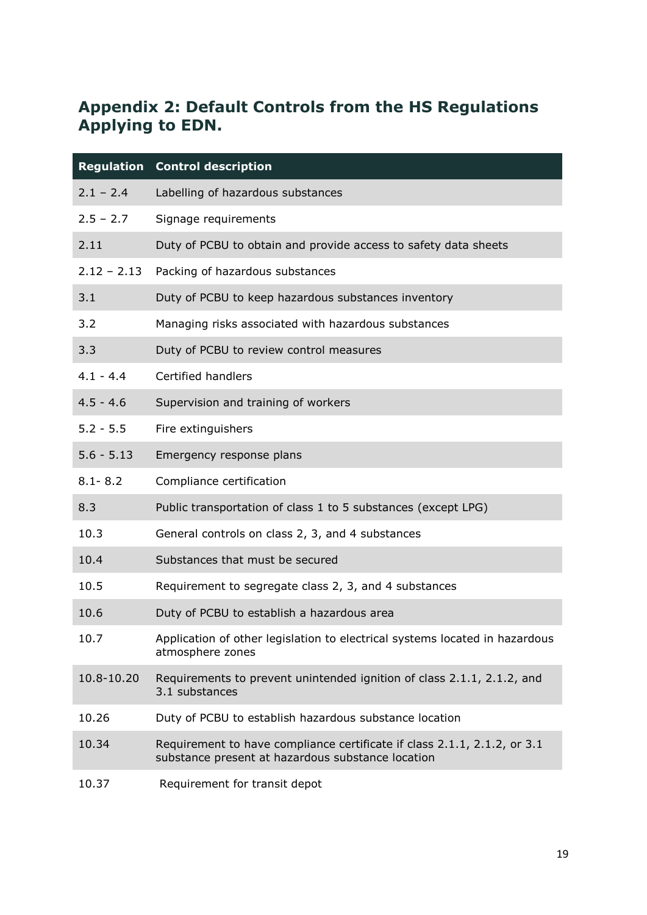## Appendix 2: Default Controls from the HS Regulations Applying to EDN.

| Regulation | Control description |
|---|---|
| 2.1 – 2.4 | Labelling of hazardous substances |
| 2.5 – 2.7 | Signage requirements |
| 2.11 | Duty of PCBU to obtain and provide access to safety data sheets |
| 2.12 – 2.13 | Packing of hazardous substances |
| 3.1 | Duty of PCBU to keep hazardous substances inventory |
| 3.2 | Managing risks associated with hazardous substances |
| 3.3 | Duty of PCBU to review control measures |
| 4.1 - 4.4 | Certified handlers |
| 4.5 - 4.6 | Supervision and training of workers |
| 5.2 - 5.5 | Fire extinguishers |
| 5.6 - 5.13 | Emergency response plans |
| 8.1- 8.2 | Compliance certification |
| 8.3 | Public transportation of class 1 to 5 substances (except LPG) |
| 10.3 | General controls on class 2, 3, and 4 substances |
| 10.4 | Substances that must be secured |
| 10.5 | Requirement to segregate class 2, 3, and 4 substances |
| 10.6 | Duty of PCBU to establish a hazardous area |
| 10.7 | Application of other legislation to electrical systems located in hazardous atmosphere zones |
| 10.8-10.20 | Requirements to prevent unintended ignition of class 2.1.1, 2.1.2, and 3.1 substances |
| 10.26 | Duty of PCBU to establish hazardous substance location |
| 10.34 | Requirement to have compliance certificate if class 2.1.1, 2.1.2, or 3.1 substance present at hazardous substance location |
| 10.37 | Requirement for transit depot |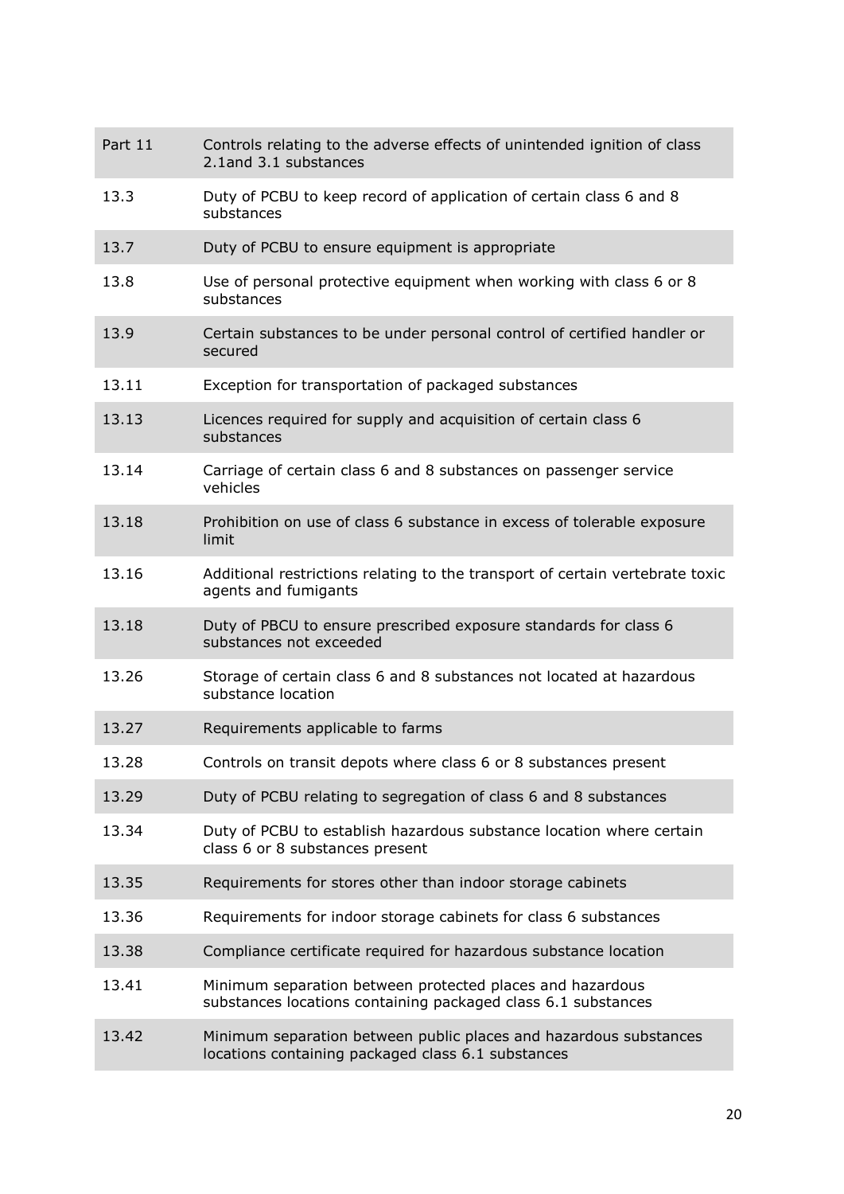| | |
|---|---|
| Part 11 | Controls relating to the adverse effects of unintended ignition of class 2.1and 3.1 substances |
| 13.3 | Duty of PCBU to keep record of application of certain class 6 and 8 substances |
| 13.7 | Duty of PCBU to ensure equipment is appropriate |
| 13.8 | Use of personal protective equipment when working with class 6 or 8 substances |
| 13.9 | Certain substances to be under personal control of certified handler or secured |
| 13.11 | Exception for transportation of packaged substances |
| 13.13 | Licences required for supply and acquisition of certain class 6 substances |
| 13.14 | Carriage of certain class 6 and 8 substances on passenger service vehicles |
| 13.18 | Prohibition on use of class 6 substance in excess of tolerable exposure limit |
| 13.16 | Additional restrictions relating to the transport of certain vertebrate toxic agents and fumigants |
| 13.18 | Duty of PBCU to ensure prescribed exposure standards for class 6 substances not exceeded |
| 13.26 | Storage of certain class 6 and 8 substances not located at hazardous substance location |
| 13.27 | Requirements applicable to farms |
| 13.28 | Controls on transit depots where class 6 or 8 substances present |
| 13.29 | Duty of PCBU relating to segregation of class 6 and 8 substances |
| 13.34 | Duty of PCBU to establish hazardous substance location where certain class 6 or 8 substances present |
| 13.35 | Requirements for stores other than indoor storage cabinets |
| 13.36 | Requirements for indoor storage cabinets for class 6 substances |
| 13.38 | Compliance certificate required for hazardous substance location |
| 13.41 | Minimum separation between protected places and hazardous substances locations containing packaged class 6.1 substances |
| 13.42 | Minimum separation between public places and hazardous substances locations containing packaged class 6.1 substances |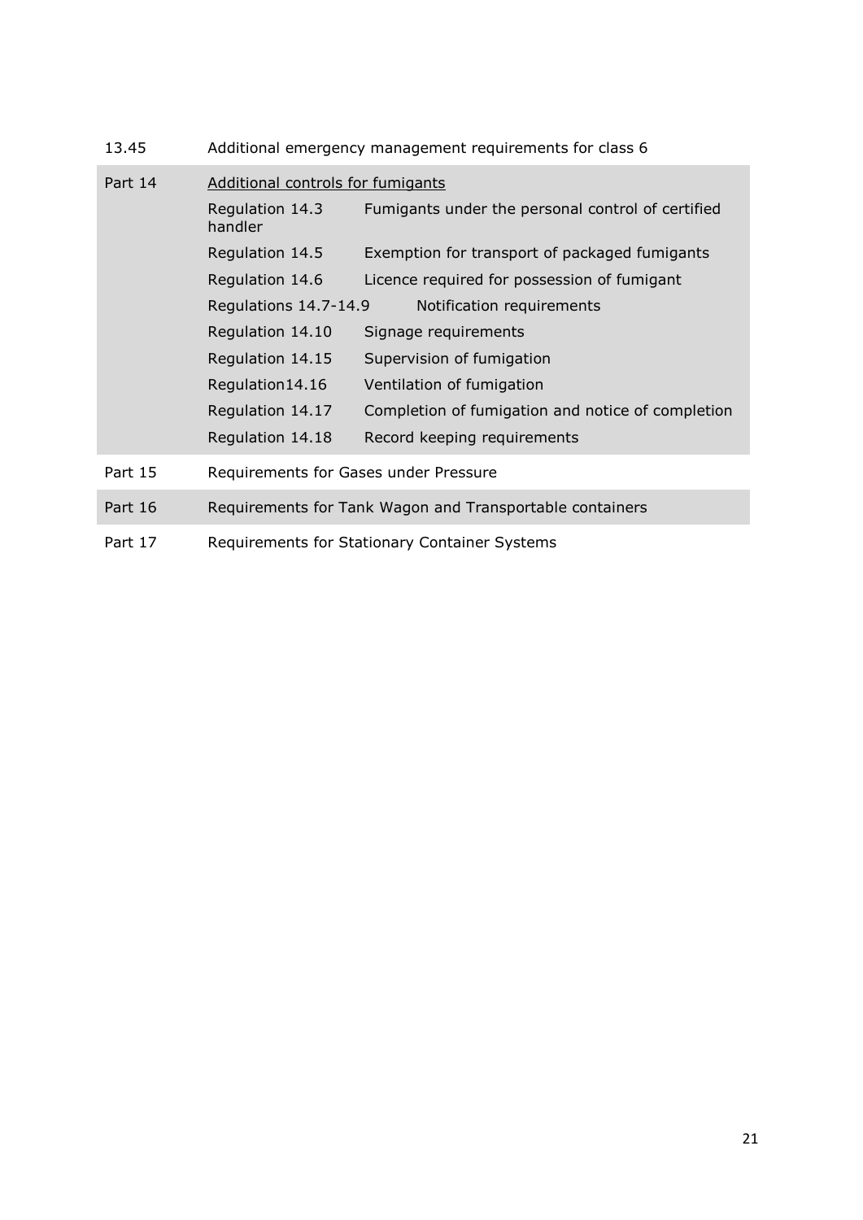| | | |
|---|---|---|
| 13.45 | Additional emergency management requirements for class 6 | |
| Part 14 | <u>Additional controls for fumigants</u> | |
| | Regulation 14.3 | Fumigants under the personal control of certified handler |
| | Regulation 14.5 | Exemption for transport of packaged fumigants |
| | Regulation 14.6 | Licence required for possession of fumigant |
| | Regulations 14.7-14.9 | Notification requirements |
| | Regulation 14.10 | Signage requirements |
| | Regulation 14.15 | Supervision of fumigation |
| | Regulation14.16 | Ventilation of fumigation |
| | Regulation 14.17 | Completion of fumigation and notice of completion |
| | Regulation 14.18 | Record keeping requirements |
| Part 15 | Requirements for Gases under Pressure | |
| Part 16 | Requirements for Tank Wagon and Transportable containers | |
| Part 17 | Requirements for Stationary Container Systems | |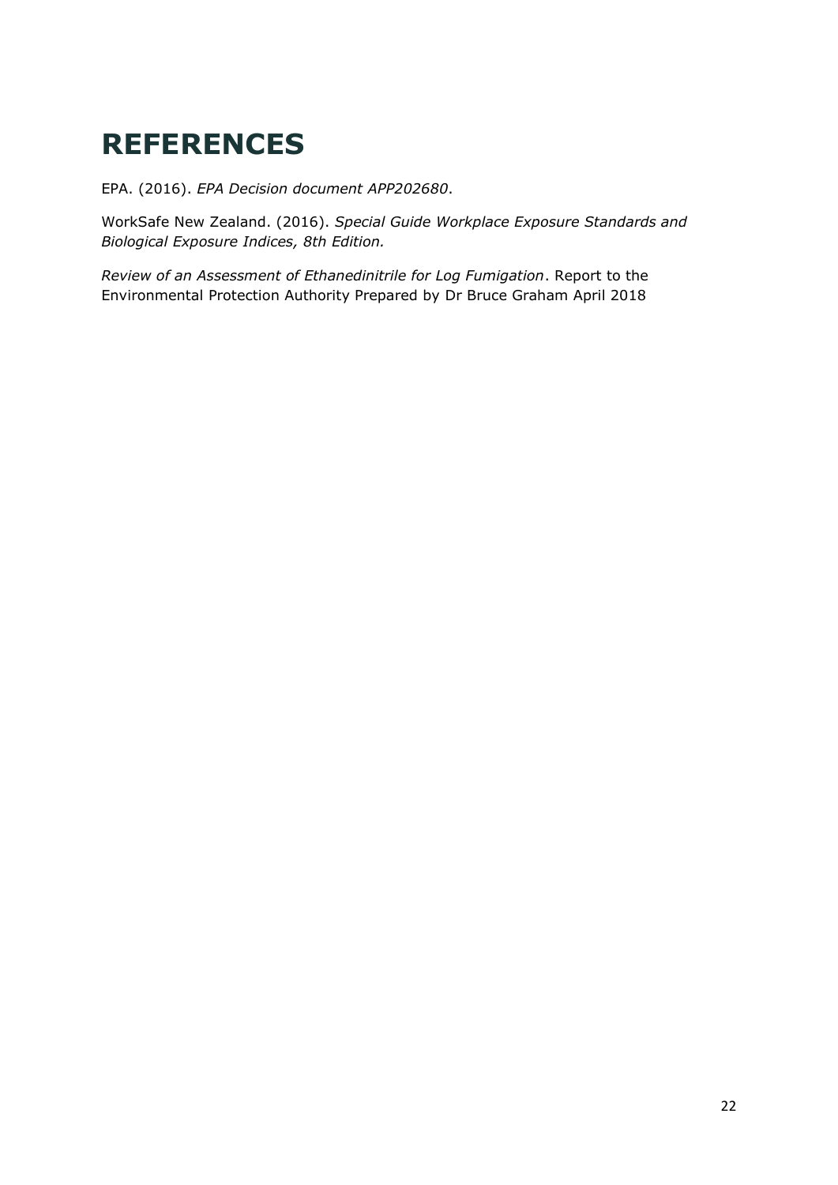# REFERENCES

EPA. (2016). *EPA Decision document APP202680*.

WorkSafe New Zealand. (2016). *Special Guide Workplace Exposure Standards and Biological Exposure Indices, 8th Edition.*

*Review of an Assessment of Ethanedinitrile for Log Fumigation*. Report to the Environmental Protection Authority Prepared by Dr Bruce Graham April 2018